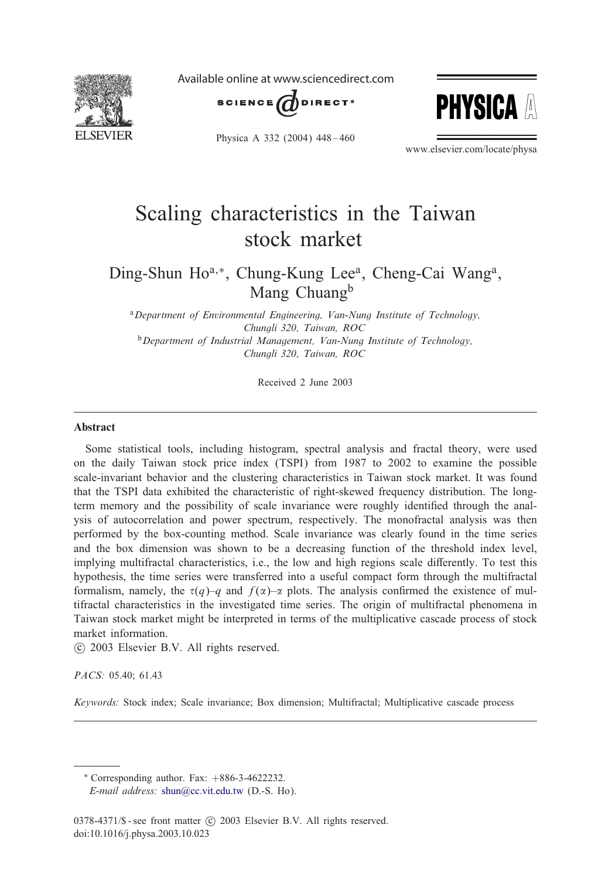# Scaling characteristics in the Taiwan stock market

Ding-Shun Ho[a,*], Chung-Kung Lee[a], Cheng-Cai Wang[a], Mang Chuang[b]

[a] *Department of Environmental Engineering, Van-Nung Institute of Technology, Chungli 320, Taiwan, ROC*

[b] *Department of Industrial Management, Van-Nung Institute of Technology, Chungli 320, Taiwan, ROC*

Received 2 June 2003

## Abstract

Some statistical tools, including histogram, spectral analysis and fractal theory, were used on the daily Taiwan stock price index (TSPI) from 1987 to 2002 to examine the possible scale-invariant behavior and the clustering characteristics in Taiwan stock market. It was found that the TSPI data exhibited the characteristic of right-skewed frequency distribution. The long-term memory and the possibility of scale invariance were roughly identified through the analysis of autocorrelation and power spectrum, respectively. The monofractal analysis was then performed by the box-counting method. Scale invariance was clearly found in the time series and the box dimension was shown to be a decreasing function of the threshold index level, implying multifractal characteristics, i.e., the low and high regions scale differently. To test this hypothesis, the time series were transferred into a useful compact form through the multifractal formalism, namely, the $\tau(q)$–$q$ and $f(\alpha)$–$\alpha$ plots. The analysis confirmed the existence of multifractal characteristics in the investigated time series. The origin of multifractal phenomena in Taiwan stock market might be interpreted in terms of the multiplicative cascade process of stock market information.

© 2003 Elsevier B.V. All rights reserved.

*PACS:* 05.40; 61.43

*Keywords:* Stock index; Scale invariance; Box dimension; Multifractal; Multiplicative cascade process

---

\* Corresponding author. Fax: +886-3-4622232.
*E-mail address:* shun@cc.vit.edu.tw (D.-S. Ho).

0378-4371/$ - see front matter © 2003 Elsevier B.V. All rights reserved.
doi:10.1016/j.physa.2003.10.023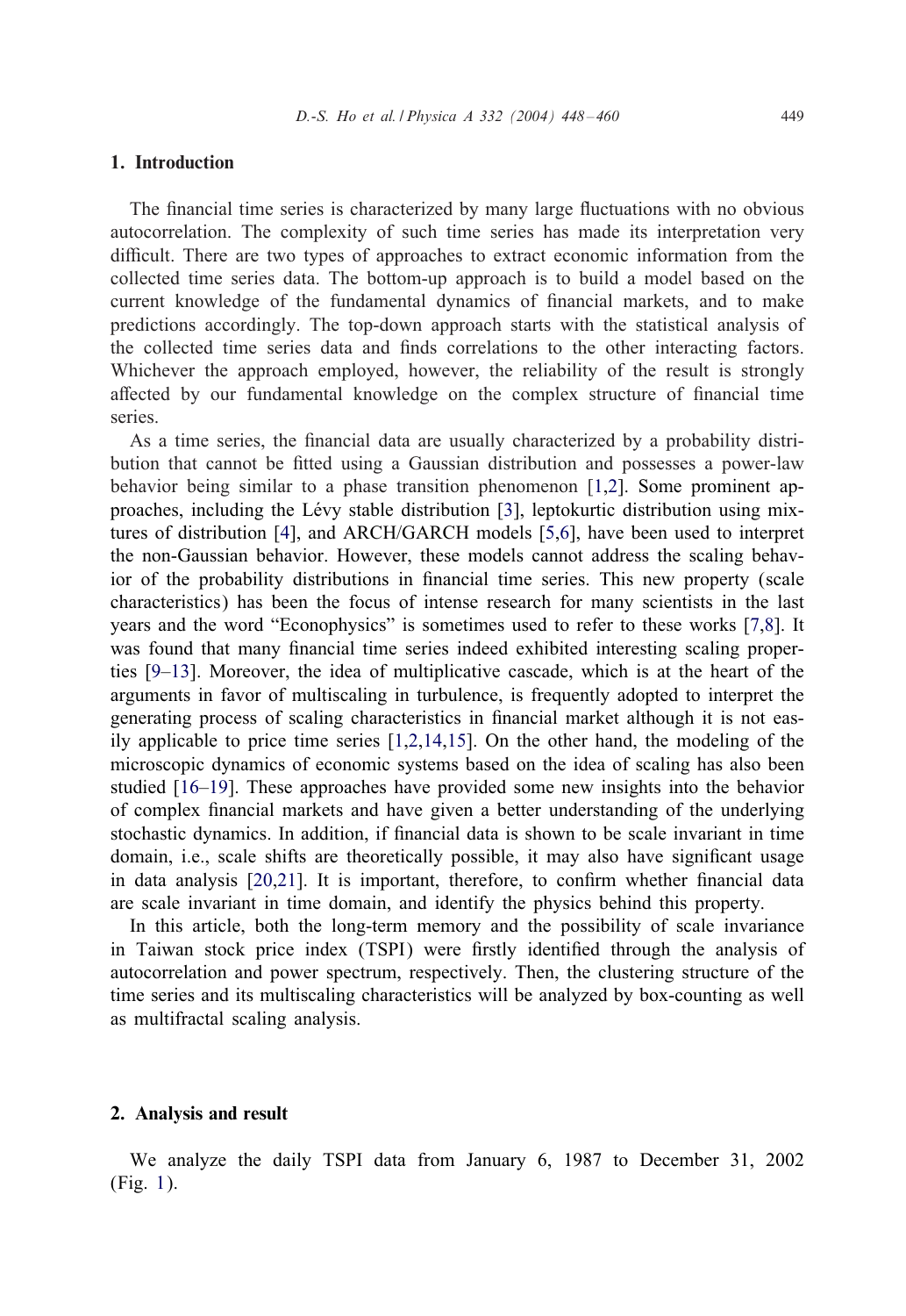## 1. Introduction

The financial time series is characterized by many large fluctuations with no obvious autocorrelation. The complexity of such time series has made its interpretation very difficult. There are two types of approaches to extract economic information from the collected time series data. The bottom-up approach is to build a model based on the current knowledge of the fundamental dynamics of financial markets, and to make predictions accordingly. The top-down approach starts with the statistical analysis of the collected time series data and finds correlations to the other interacting factors. Whichever the approach employed, however, the reliability of the result is strongly affected by our fundamental knowledge on the complex structure of financial time series.

As a time series, the financial data are usually characterized by a probability distribution that cannot be fitted using a Gaussian distribution and possesses a power-law behavior being similar to a phase transition phenomenon [1,2]. Some prominent approaches, including the Lévy stable distribution [3], leptokurtic distribution using mixtures of distribution [4], and ARCH/GARCH models [5,6], have been used to interpret the non-Gaussian behavior. However, these models cannot address the scaling behavior of the probability distributions in financial time series. This new property (scale characteristics) has been the focus of intense research for many scientists in the last years and the word "Econophysics" is sometimes used to refer to these works [7,8]. It was found that many financial time series indeed exhibited interesting scaling properties [9–13]. Moreover, the idea of multiplicative cascade, which is at the heart of the arguments in favor of multiscaling in turbulence, is frequently adopted to interpret the generating process of scaling characteristics in financial market although it is not easily applicable to price time series [1,2,14,15]. On the other hand, the modeling of the microscopic dynamics of economic systems based on the idea of scaling has also been studied [16–19]. These approaches have provided some new insights into the behavior of complex financial markets and have given a better understanding of the underlying stochastic dynamics. In addition, if financial data is shown to be scale invariant in time domain, i.e., scale shifts are theoretically possible, it may also have significant usage in data analysis [20,21]. It is important, therefore, to confirm whether financial data are scale invariant in time domain, and identify the physics behind this property.

In this article, both the long-term memory and the possibility of scale invariance in Taiwan stock price index (TSPI) were firstly identified through the analysis of autocorrelation and power spectrum, respectively. Then, the clustering structure of the time series and its multiscaling characteristics will be analyzed by box-counting as well as multifractal scaling analysis.

## 2. Analysis and result

We analyze the daily TSPI data from January 6, 1987 to December 31, 2002 (Fig. 1).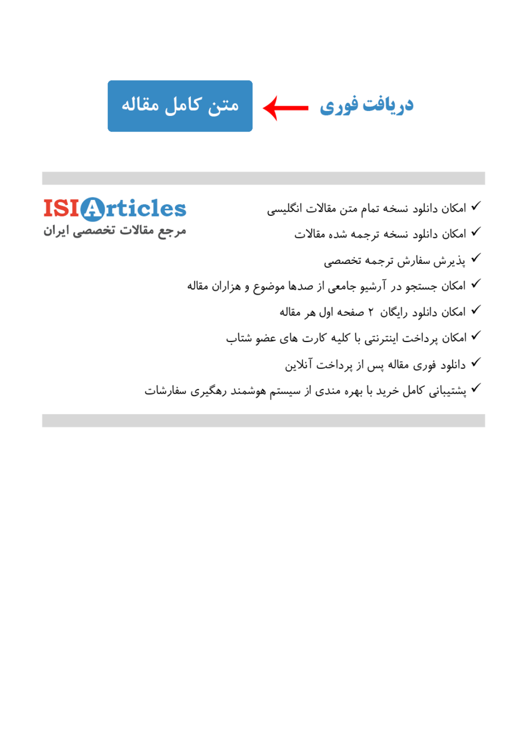دریافت فوری ← متن کامل مقاله

**ISIArticles**

مرجع مقالات تخصصی ایران

- ✓ امکان دانلود نسخه تمام متن مقالات انگلیسی
- ✓ امکان دانلود نسخه ترجمه شده مقالات
- ✓ پذیرش سفارش ترجمه تخصصی
- ✓ امکان جستجو در آرشیو جامعی از صدها موضوع و هزاران مقاله
- ✓ امکان دانلود رایگان ۲ صفحه اول هر مقاله
- ✓ امکان پرداخت اینترنتی با کلیه کارت های عضو شتاب
- ✓ دانلود فوری مقاله پس از پرداخت آنلاین
- ✓ پشتیبانی کامل خرید با بهره مندی از سیستم هوشمند رهگیری سفارشات